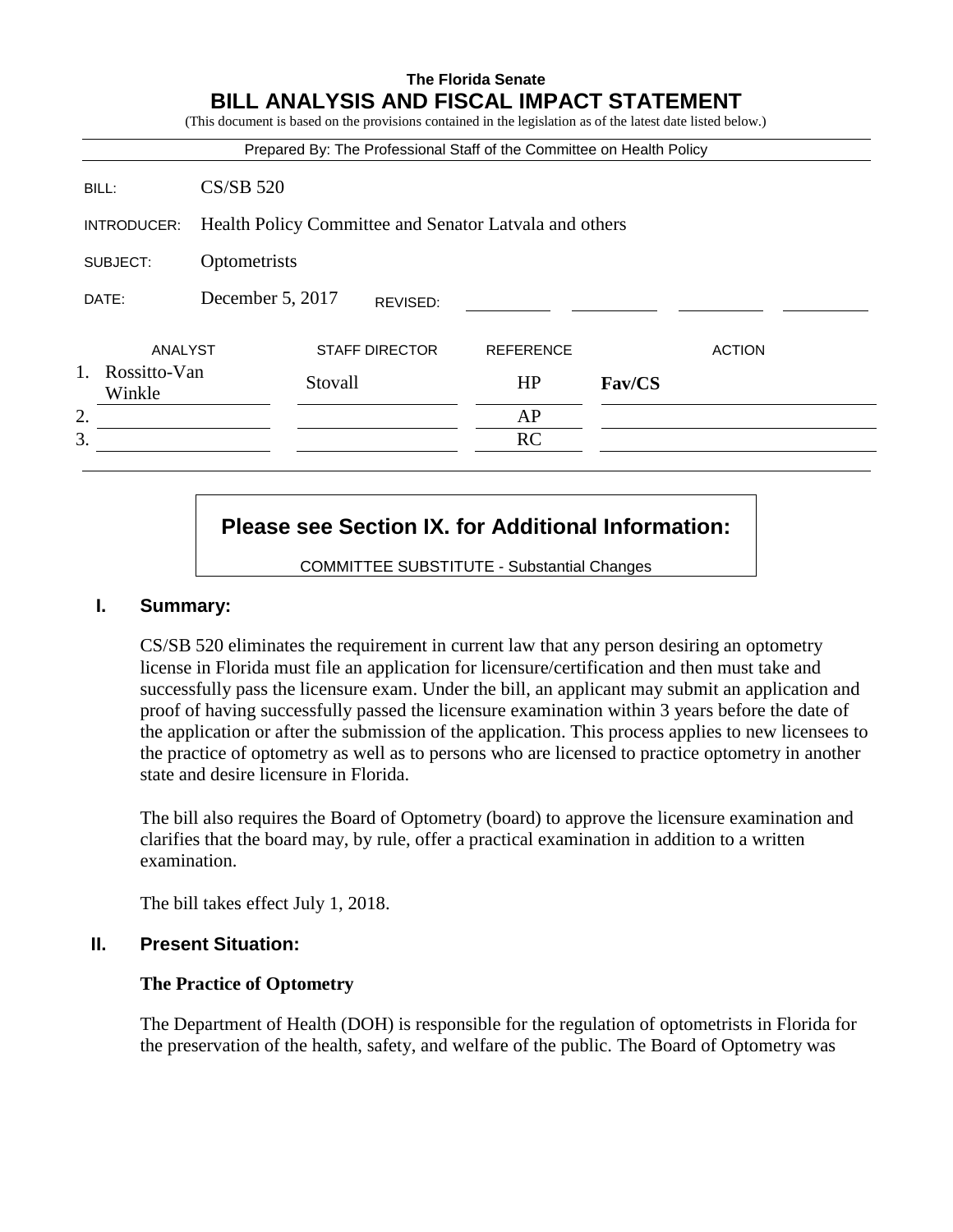**The Florida Senate**

# BILL ANALYSIS AND FISCAL IMPACT STATEMENT

(This document is based on the provisions contained in the legislation as of the latest date listed below.)

Prepared By: The Professional Staff of the Committee on Health Policy

| | |
|---|---|
| BILL: | CS/SB 520 |
| INTRODUCER: | Health Policy Committee and Senator Latvala and others |
| SUBJECT: | Optometrists |
| DATE: | December 5, 2017 REVISED: |

| | ANALYST | STAFF DIRECTOR | REFERENCE | ACTION |
|---|---|---|---|---|
| 1. | Rossitto-Van Winkle | Stovall | HP | **Fav/CS** |
| 2. | | | AP | |
| 3. | | | RC | |

**Please see Section IX. for Additional Information:**

COMMITTEE SUBSTITUTE - Substantial Changes

## I. Summary:

CS/SB 520 eliminates the requirement in current law that any person desiring an optometry license in Florida must file an application for licensure/certification and then must take and successfully pass the licensure exam. Under the bill, an applicant may submit an application and proof of having successfully passed the licensure examination within 3 years before the date of the application or after the submission of the application. This process applies to new licensees to the practice of optometry as well as to persons who are licensed to practice optometry in another state and desire licensure in Florida.

The bill also requires the Board of Optometry (board) to approve the licensure examination and clarifies that the board may, by rule, offer a practical examination in addition to a written examination.

The bill takes effect July 1, 2018.

## II. Present Situation:

### The Practice of Optometry

The Department of Health (DOH) is responsible for the regulation of optometrists in Florida for the preservation of the health, safety, and welfare of the public. The Board of Optometry was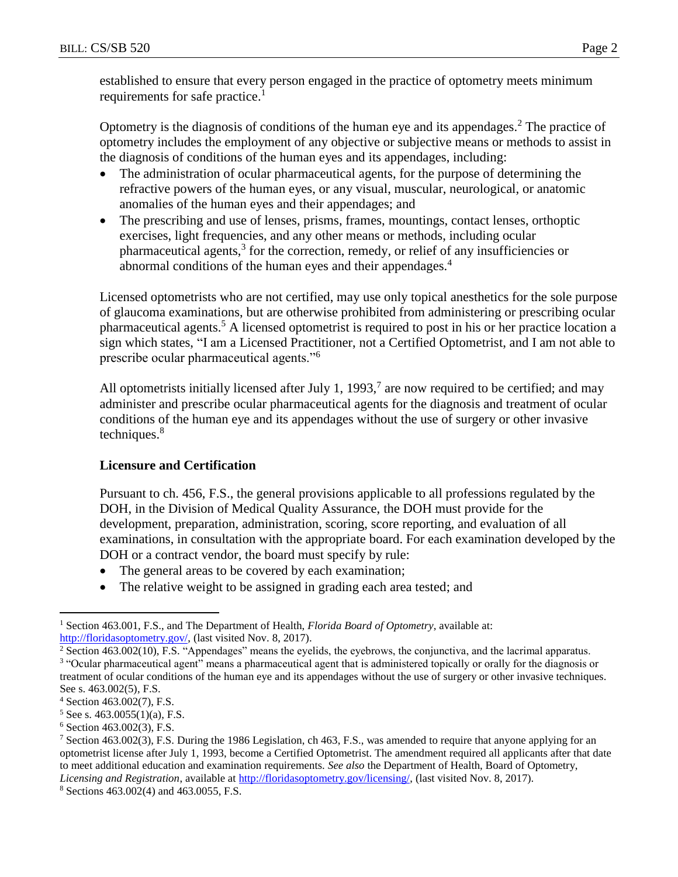established to ensure that every person engaged in the practice of optometry meets minimum requirements for safe practice.[1]

Optometry is the diagnosis of conditions of the human eye and its appendages.[2] The practice of optometry includes the employment of any objective or subjective means or methods to assist in the diagnosis of conditions of the human eyes and its appendages, including:

- The administration of ocular pharmaceutical agents, for the purpose of determining the refractive powers of the human eyes, or any visual, muscular, neurological, or anatomic anomalies of the human eyes and their appendages; and
- The prescribing and use of lenses, prisms, frames, mountings, contact lenses, orthoptic exercises, light frequencies, and any other means or methods, including ocular pharmaceutical agents,[3] for the correction, remedy, or relief of any insufficiencies or abnormal conditions of the human eyes and their appendages.[4]

Licensed optometrists who are not certified, may use only topical anesthetics for the sole purpose of glaucoma examinations, but are otherwise prohibited from administering or prescribing ocular pharmaceutical agents.[5] A licensed optometrist is required to post in his or her practice location a sign which states, "I am a Licensed Practitioner, not a Certified Optometrist, and I am not able to prescribe ocular pharmaceutical agents."[6]

All optometrists initially licensed after July 1, 1993,[7] are now required to be certified; and may administer and prescribe ocular pharmaceutical agents for the diagnosis and treatment of ocular conditions of the human eye and its appendages without the use of surgery or other invasive techniques.[8]

### Licensure and Certification

Pursuant to ch. 456, F.S., the general provisions applicable to all professions regulated by the DOH, in the Division of Medical Quality Assurance, the DOH must provide for the development, preparation, administration, scoring, score reporting, and evaluation of all examinations, in consultation with the appropriate board. For each examination developed by the DOH or a contract vendor, the board must specify by rule:

- The general areas to be covered by each examination;
- The relative weight to be assigned in grading each area tested; and

---

[1] Section 463.001, F.S., and The Department of Health, *Florida Board of Optometry*, available at: http://floridasoptometry.gov/, (last visited Nov. 8, 2017).

[2] Section 463.002(10), F.S. "Appendages" means the eyelids, the eyebrows, the conjunctiva, and the lacrimal apparatus.

[3] "Ocular pharmaceutical agent" means a pharmaceutical agent that is administered topically or orally for the diagnosis or treatment of ocular conditions of the human eye and its appendages without the use of surgery or other invasive techniques. See s. 463.002(5), F.S.

[4] Section 463.002(7), F.S.

[5] See s. 463.0055(1)(a), F.S.

[6] Section 463.002(3), F.S.

[7] Section 463.002(3), F.S. During the 1986 Legislation, ch 463, F.S., was amended to require that anyone applying for an optometrist license after July 1, 1993, become a Certified Optometrist. The amendment required all applicants after that date to meet additional education and examination requirements. *See also* the Department of Health, Board of Optometry, *Licensing and Registration*, available at http://floridasoptometry.gov/licensing/, (last visited Nov. 8, 2017).

[8] Sections 463.002(4) and 463.0055, F.S.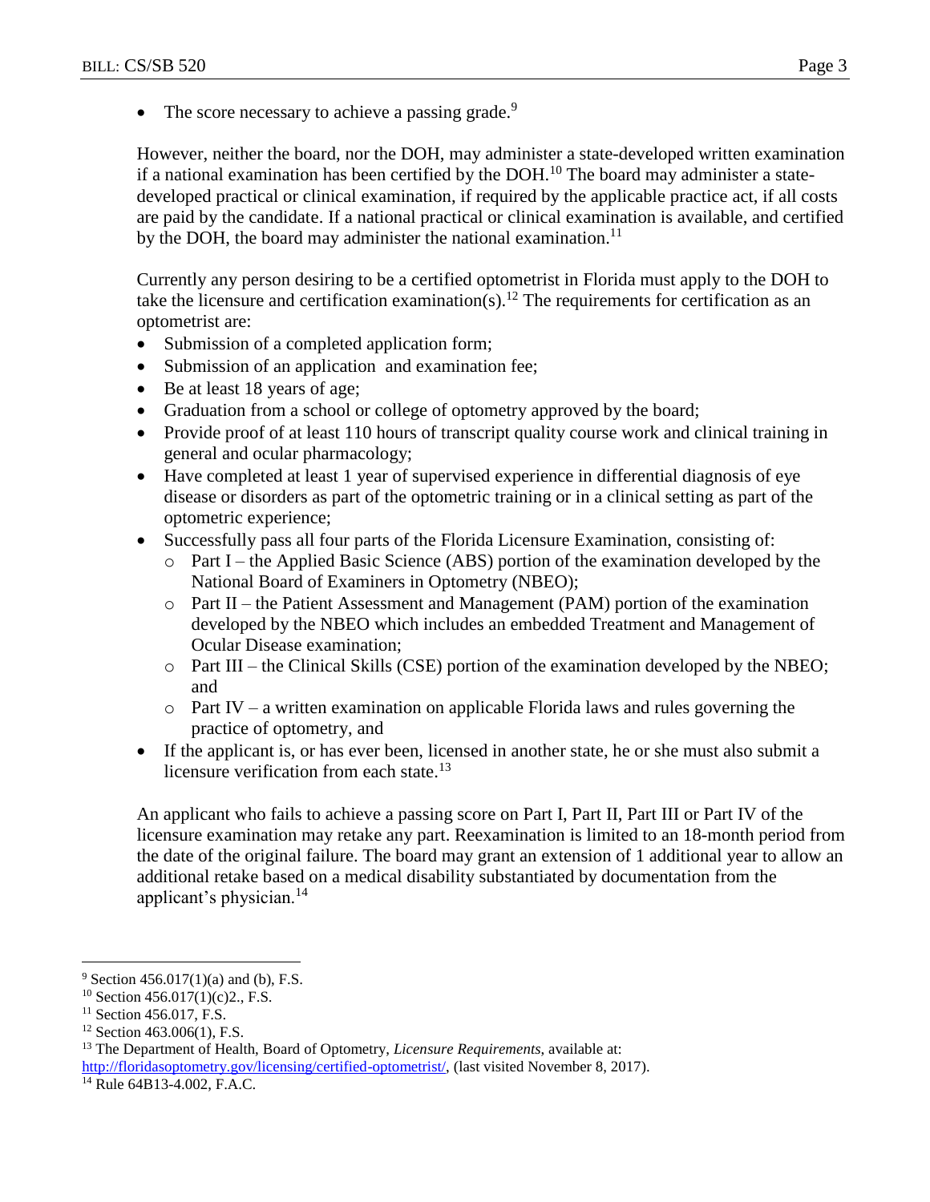- The score necessary to achieve a passing grade.[9]

However, neither the board, nor the DOH, may administer a state-developed written examination if a national examination has been certified by the DOH.[10] The board may administer a state-developed practical or clinical examination, if required by the applicable practice act, if all costs are paid by the candidate. If a national practical or clinical examination is available, and certified by the DOH, the board may administer the national examination.[11]

Currently any person desiring to be a certified optometrist in Florida must apply to the DOH to take the licensure and certification examination(s).[12] The requirements for certification as an optometrist are:

- Submission of a completed application form;
- Submission of an application and examination fee;
- Be at least 18 years of age;
- Graduation from a school or college of optometry approved by the board;
- Provide proof of at least 110 hours of transcript quality course work and clinical training in general and ocular pharmacology;
- Have completed at least 1 year of supervised experience in differential diagnosis of eye disease or disorders as part of the optometric training or in a clinical setting as part of the optometric experience;
- Successfully pass all four parts of the Florida Licensure Examination, consisting of:
  - Part I – the Applied Basic Science (ABS) portion of the examination developed by the National Board of Examiners in Optometry (NBEO);
  - Part II – the Patient Assessment and Management (PAM) portion of the examination developed by the NBEO which includes an embedded Treatment and Management of Ocular Disease examination;
  - Part III – the Clinical Skills (CSE) portion of the examination developed by the NBEO; and
  - Part IV – a written examination on applicable Florida laws and rules governing the practice of optometry, and
- If the applicant is, or has ever been, licensed in another state, he or she must also submit a licensure verification from each state.[13]

An applicant who fails to achieve a passing score on Part I, Part II, Part III or Part IV of the licensure examination may retake any part. Reexamination is limited to an 18-month period from the date of the original failure. The board may grant an extension of 1 additional year to allow an additional retake based on a medical disability substantiated by documentation from the applicant's physician.[14]

---

[9] Section 456.017(1)(a) and (b), F.S.
[10] Section 456.017(1)(c)2., F.S.
[11] Section 456.017, F.S.
[12] Section 463.006(1), F.S.
[13] The Department of Health, Board of Optometry, *Licensure Requirements*, available at: http://floridasoptometry.gov/licensing/certified-optometrist/, (last visited November 8, 2017).
[14] Rule 64B13-4.002, F.A.C.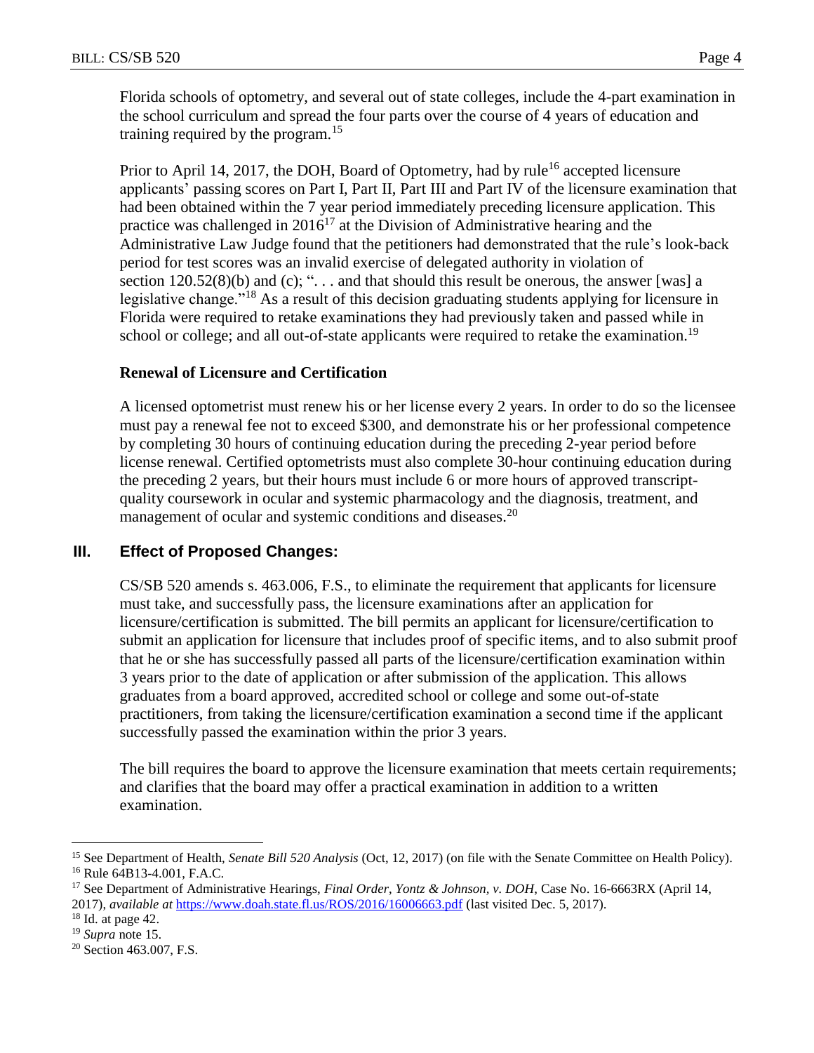Florida schools of optometry, and several out of state colleges, include the 4-part examination in the school curriculum and spread the four parts over the course of 4 years of education and training required by the program.[15]

Prior to April 14, 2017, the DOH, Board of Optometry, had by rule[16] accepted licensure applicants' passing scores on Part I, Part II, Part III and Part IV of the licensure examination that had been obtained within the 7 year period immediately preceding licensure application. This practice was challenged in 2016[17] at the Division of Administrative hearing and the Administrative Law Judge found that the petitioners had demonstrated that the rule's look-back period for test scores was an invalid exercise of delegated authority in violation of section 120.52(8)(b) and (c); ". . . and that should this result be onerous, the answer [was] a legislative change."[18] As a result of this decision graduating students applying for licensure in Florida were required to retake examinations they had previously taken and passed while in school or college; and all out-of-state applicants were required to retake the examination.[19]

### Renewal of Licensure and Certification

A licensed optometrist must renew his or her license every 2 years. In order to do so the licensee must pay a renewal fee not to exceed $300, and demonstrate his or her professional competence by completing 30 hours of continuing education during the preceding 2-year period before license renewal. Certified optometrists must also complete 30-hour continuing education during the preceding 2 years, but their hours must include 6 or more hours of approved transcript-quality coursework in ocular and systemic pharmacology and the diagnosis, treatment, and management of ocular and systemic conditions and diseases.[20]

## III. Effect of Proposed Changes:

CS/SB 520 amends s. 463.006, F.S., to eliminate the requirement that applicants for licensure must take, and successfully pass, the licensure examinations after an application for licensure/certification is submitted. The bill permits an applicant for licensure/certification to submit an application for licensure that includes proof of specific items, and to also submit proof that he or she has successfully passed all parts of the licensure/certification examination within 3 years prior to the date of application or after submission of the application. This allows graduates from a board approved, accredited school or college and some out-of-state practitioners, from taking the licensure/certification examination a second time if the applicant successfully passed the examination within the prior 3 years.

The bill requires the board to approve the licensure examination that meets certain requirements; and clarifies that the board may offer a practical examination in addition to a written examination.

---

[15] See Department of Health, *Senate Bill 520 Analysis* (Oct, 12, 2017) (on file with the Senate Committee on Health Policy).

[16] Rule 64B13-4.001, F.A.C.

[17] See Department of Administrative Hearings, *Final Order, Yontz & Johnson, v. DOH*, Case No. 16-6663RX (April 14, 2017), *available at* https://www.doah.state.fl.us/ROS/2016/16006663.pdf (last visited Dec. 5, 2017).

[18] Id. at page 42.

[19] *Supra* note 15.

[20] Section 463.007, F.S.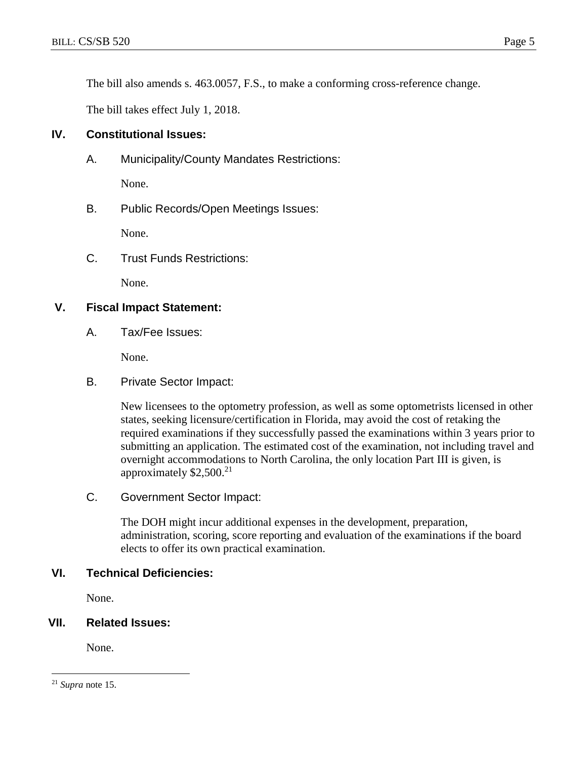The bill also amends s. 463.0057, F.S., to make a conforming cross-reference change.

The bill takes effect July 1, 2018.

## IV. Constitutional Issues:

### A. Municipality/County Mandates Restrictions:

None.

### B. Public Records/Open Meetings Issues:

None.

### C. Trust Funds Restrictions:

None.

## V. Fiscal Impact Statement:

### A. Tax/Fee Issues:

None.

### B. Private Sector Impact:

New licensees to the optometry profession, as well as some optometrists licensed in other states, seeking licensure/certification in Florida, may avoid the cost of retaking the required examinations if they successfully passed the examinations within 3 years prior to submitting an application. The estimated cost of the examination, not including travel and overnight accommodations to North Carolina, the only location Part III is given, is approximately $2,500.[21]

### C. Government Sector Impact:

The DOH might incur additional expenses in the development, preparation, administration, scoring, score reporting and evaluation of the examinations if the board elects to offer its own practical examination.

## VI. Technical Deficiencies:

None.

## VII. Related Issues:

None.

---

[21] *Supra* note 15.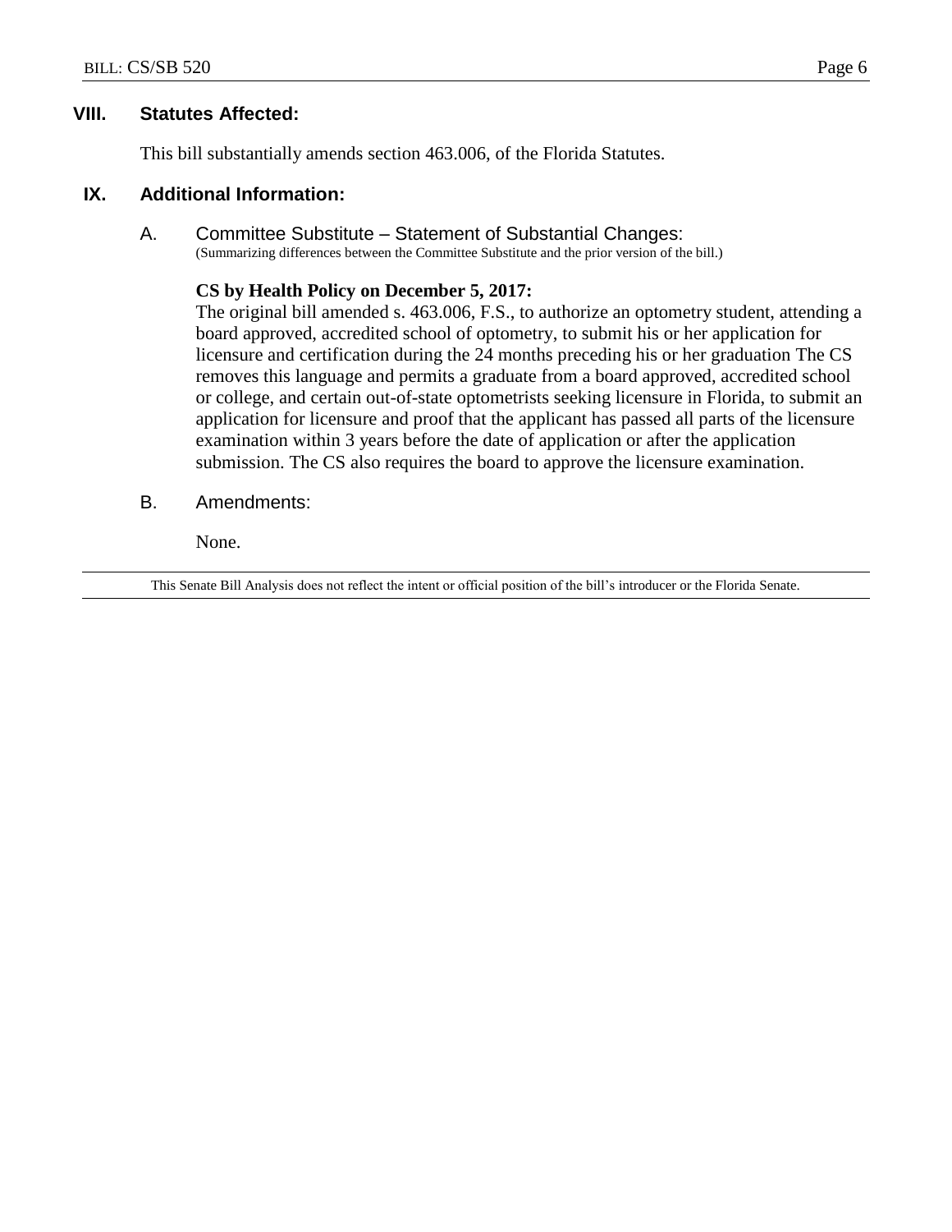## VIII. Statutes Affected:

This bill substantially amends section 463.006, of the Florida Statutes.

## IX. Additional Information:

### A. Committee Substitute – Statement of Substantial Changes:

(Summarizing differences between the Committee Substitute and the prior version of the bill.)

**CS by Health Policy on December 5, 2017:**

The original bill amended s. 463.006, F.S., to authorize an optometry student, attending a board approved, accredited school of optometry, to submit his or her application for licensure and certification during the 24 months preceding his or her graduation The CS removes this language and permits a graduate from a board approved, accredited school or college, and certain out-of-state optometrists seeking licensure in Florida, to submit an application for licensure and proof that the applicant has passed all parts of the licensure examination within 3 years before the date of application or after the application submission. The CS also requires the board to approve the licensure examination.

### B. Amendments:

None.

This Senate Bill Analysis does not reflect the intent or official position of the bill's introducer or the Florida Senate.